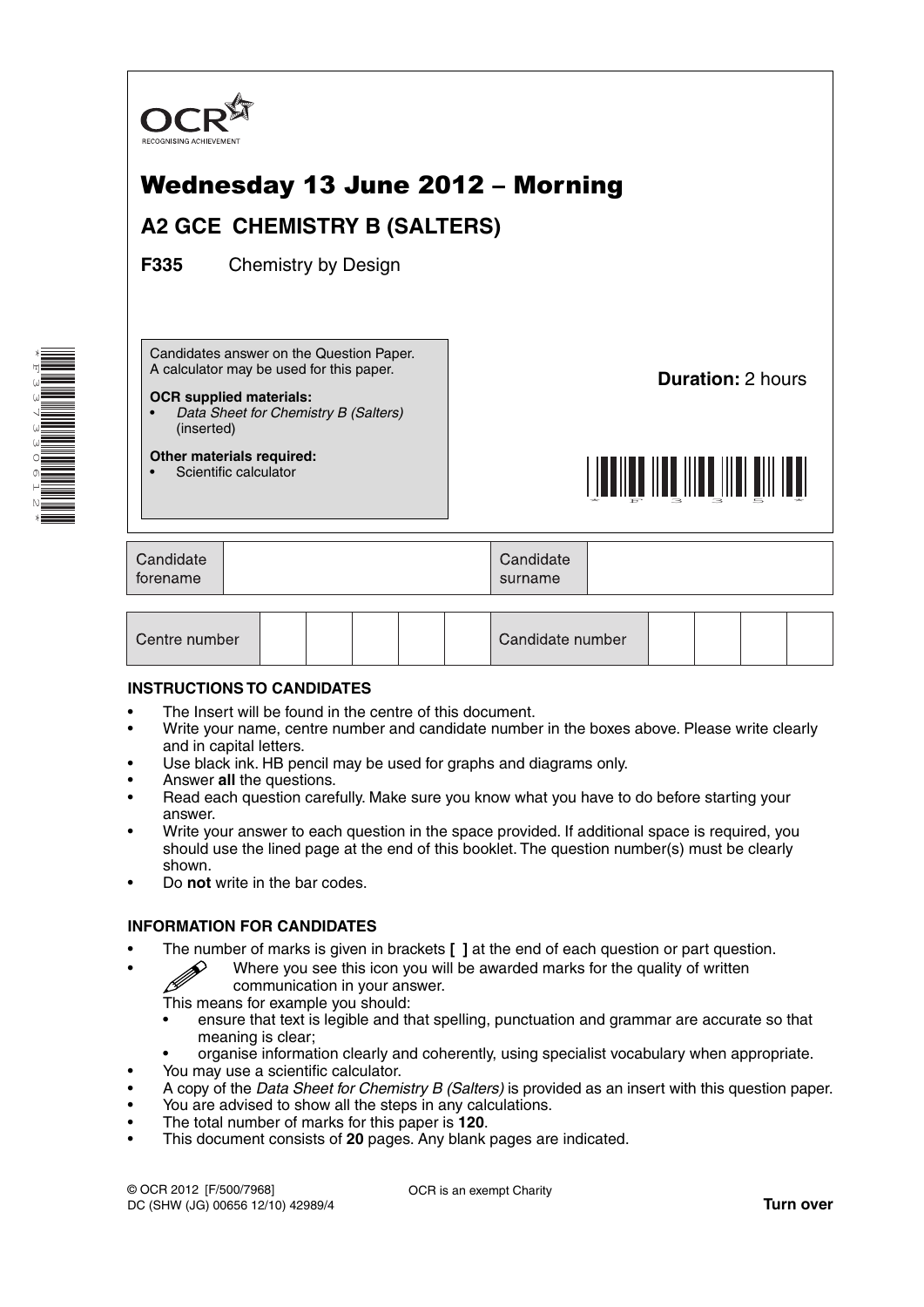OCR
RECOGNISING ACHIEVEMENT

# Wednesday 13 June 2012 – Morning

## A2 GCE CHEMISTRY B (SALTERS)

**F335** Chemistry by Design

Candidates answer on the Question Paper.
A calculator may be used for this paper.

**OCR supplied materials:**
- *Data Sheet for Chemistry B (Salters)* (inserted)

**Other materials required:**
- Scientific calculator

**Duration:** 2 hours

| Candidate forename | | Candidate surname | |
|---|---|---|---|

| Centre number | | | | | | Candidate number | | | | |
|---|---|---|---|---|---|---|---|---|---|---|

**INSTRUCTIONS TO CANDIDATES**

- The Insert will be found in the centre of this document.
- Write your name, centre number and candidate number in the boxes above. Please write clearly and in capital letters.
- Use black ink. HB pencil may be used for graphs and diagrams only.
- Answer **all** the questions.
- Read each question carefully. Make sure you know what you have to do before starting your answer.
- Write your answer to each question in the space provided. If additional space is required, you should use the lined page at the end of this booklet. The question number(s) must be clearly shown.
- Do **not** write in the bar codes.

**INFORMATION FOR CANDIDATES**

- The number of marks is given in brackets **[ ]** at the end of each question or part question.
- Where you see this icon you will be awarded marks for the quality of written communication in your answer.
  This means for example you should:
  - ensure that text is legible and that spelling, punctuation and grammar are accurate so that meaning is clear;
  - organise information clearly and coherently, using specialist vocabulary when appropriate.
- You may use a scientific calculator.
- A copy of the *Data Sheet for Chemistry B (Salters)* is provided as an insert with this question paper.
- You are advised to show all the steps in any calculations.
- The total number of marks for this paper is **120**.
- This document consists of **20** pages. Any blank pages are indicated.

© OCR 2012 [F/500/7968]
DC (SHW (JG) 00656 12/10) 42989/4

OCR is an exempt Charity

**Turn over**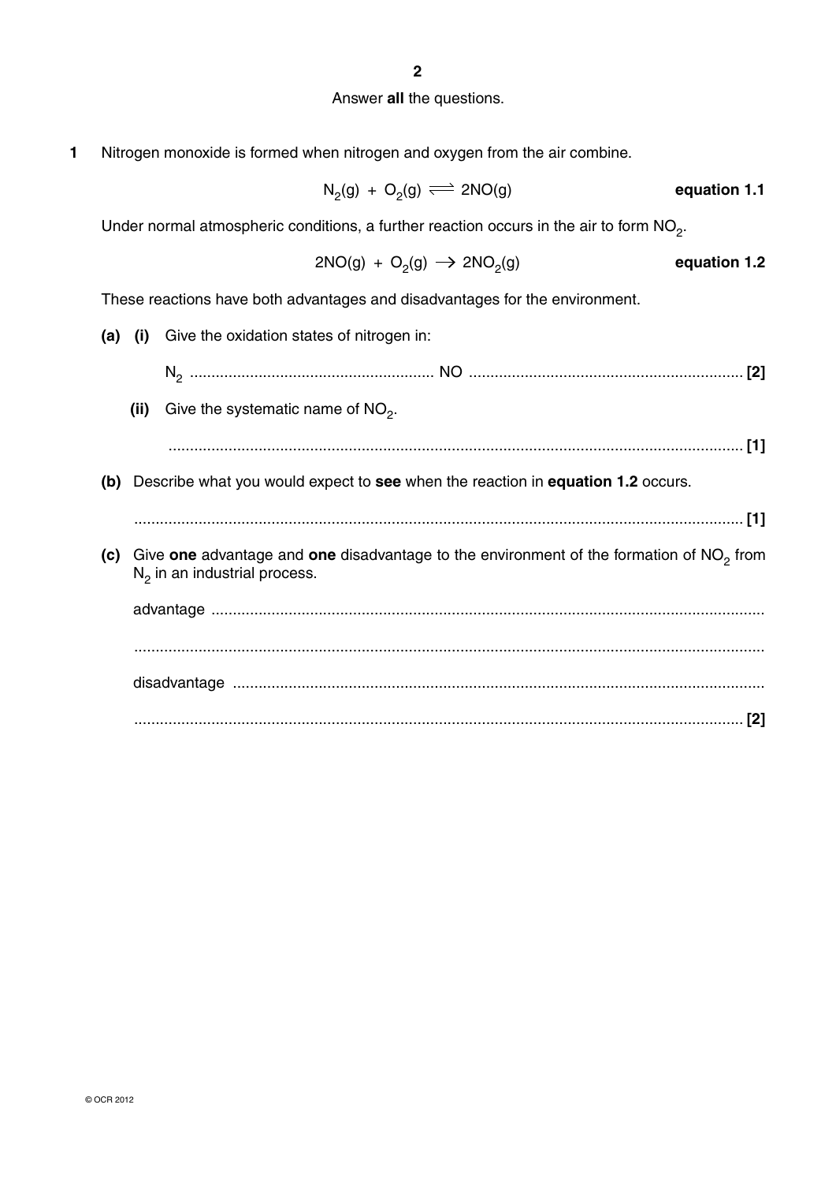Answer **all** the questions.

**1** Nitrogen monoxide is formed when nitrogen and oxygen from the air combine.

$$N_2(g) + O_2(g) \rightleftharpoons 2NO(g) \qquad \textbf{equation 1.1}$$

Under normal atmospheric conditions, a further reaction occurs in the air to form $NO_2$.

$$2NO(g) + O_2(g) \rightarrow 2NO_2(g) \qquad \textbf{equation 1.2}$$

These reactions have both advantages and disadvantages for the environment.

**(a) (i)** Give the oxidation states of nitrogen in:

$N_2$ .......................................................... NO ................................................................ **[2]**

**(ii)** Give the systematic name of $NO_2$.

...................................................................................................................................... **[1]**

**(b)** Describe what you would expect to **see** when the reaction in **equation 1.2** occurs.

...................................................................................................................................... **[1]**

**(c)** Give **one** advantage and **one** disadvantage to the environment of the formation of $NO_2$ from $N_2$ in an industrial process.

advantage ...................................................................................................................................

......................................................................................................................................

disadvantage ..............................................................................................................................

...................................................................................................................................... **[2]**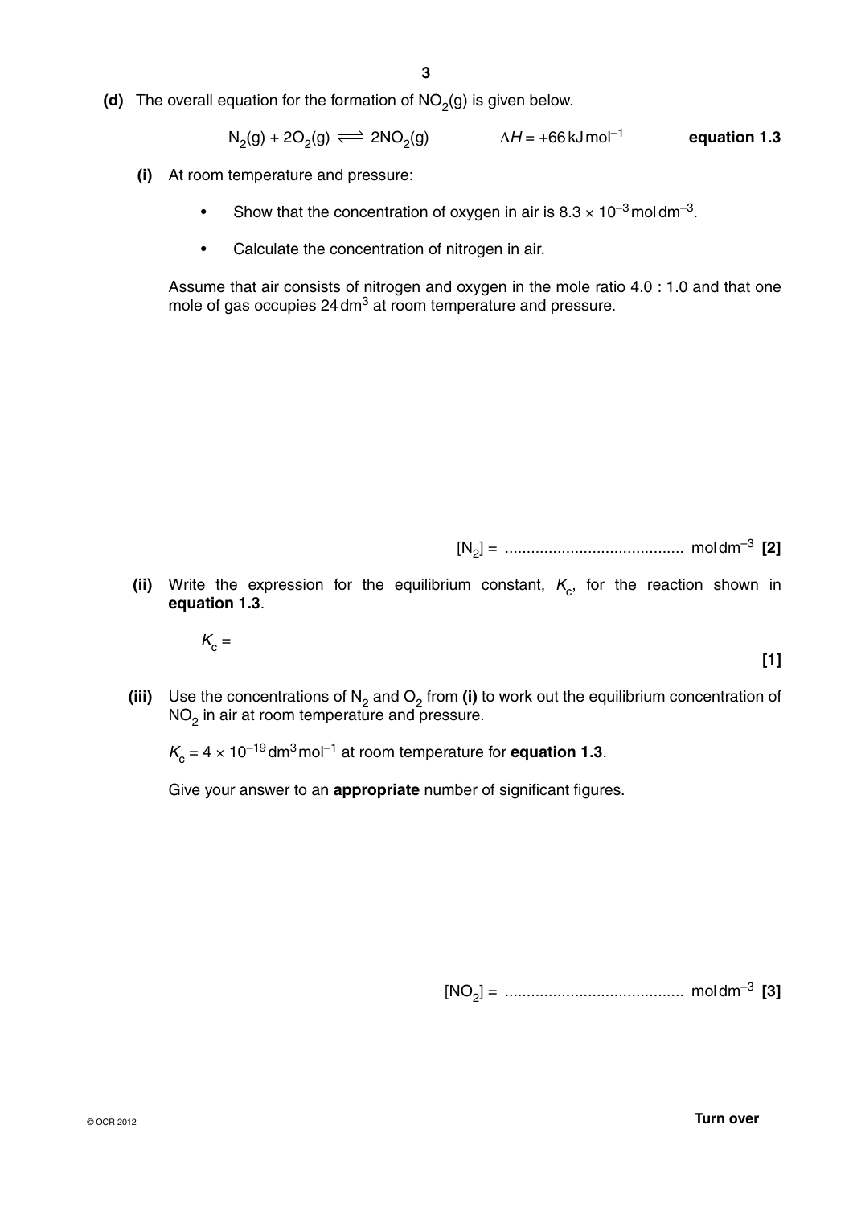**(d)** The overall equation for the formation of $NO_2(g)$ is given below.

$$N_2(g) + 2O_2(g) \rightleftharpoons 2NO_2(g) \qquad \Delta H = +66\,\text{kJ mol}^{-1} \qquad \textbf{equation 1.3}$$

**(i)** At room temperature and pressure:

- Show that the concentration of oxygen in air is $8.3 \times 10^{-3}\,\text{mol dm}^{-3}$.
- Calculate the concentration of nitrogen in air.

Assume that air consists of nitrogen and oxygen in the mole ratio 4.0 : 1.0 and that one mole of gas occupies $24\,\text{dm}^3$ at room temperature and pressure.

$[N_2]$ = ......................................... $\text{mol dm}^{-3}$ **[2]**

**(ii)** Write the expression for the equilibrium constant, $K_c$, for the reaction shown in **equation 1.3**.

$K_c$ =

**[1]**

**(iii)** Use the concentrations of $N_2$ and $O_2$ from **(i)** to work out the equilibrium concentration of $NO_2$ in air at room temperature and pressure.

$K_c = 4 \times 10^{-19}\,\text{dm}^3\,\text{mol}^{-1}$ at room temperature for **equation 1.3**.

Give your answer to an **appropriate** number of significant figures.

$[NO_2]$ = ......................................... $\text{mol dm}^{-3}$ **[3]**

© OCR 2012

**Turn over**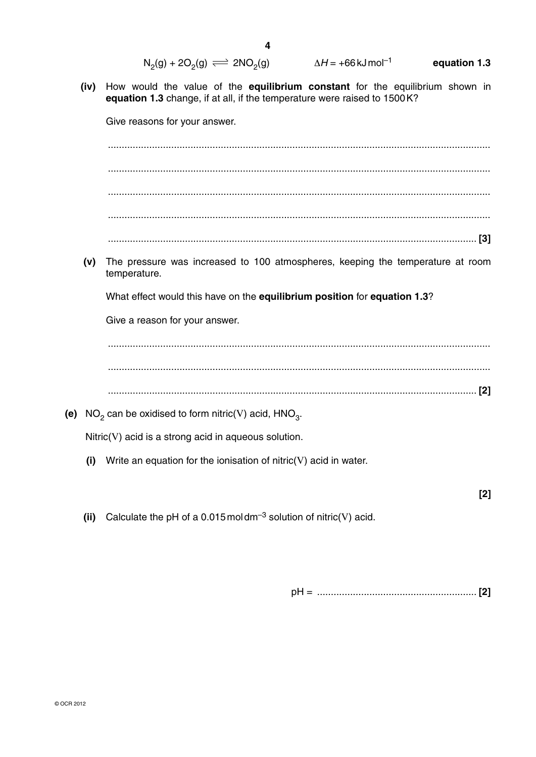$$N_2(g) + 2O_2(g) \rightleftharpoons 2NO_2(g) \qquad \Delta H = +66\,\text{kJ mol}^{-1} \qquad \textbf{equation 1.3}$$

**(iv)** How would the value of the **equilibrium constant** for the equilibrium shown in **equation 1.3** change, if at all, if the temperature were raised to 1500 K?

Give reasons for your answer.

.......................................................................................................................................

.......................................................................................................................................

.......................................................................................................................................

.......................................................................................................................................

....................................................................................................................................... **[3]**

**(v)** The pressure was increased to 100 atmospheres, keeping the temperature at room temperature.

What effect would this have on the **equilibrium position** for **equation 1.3**?

Give a reason for your answer.

.......................................................................................................................................

.......................................................................................................................................

....................................................................................................................................... **[2]**

**(e)** $NO_2$ can be oxidised to form nitric(V) acid, $HNO_3$.

Nitric(V) acid is a strong acid in aqueous solution.

**(i)** Write an equation for the ionisation of nitric(V) acid in water.

**[2]**

**(ii)** Calculate the pH of a 0.015 mol dm$^{-3}$ solution of nitric(V) acid.

pH = ......................................................... **[2]**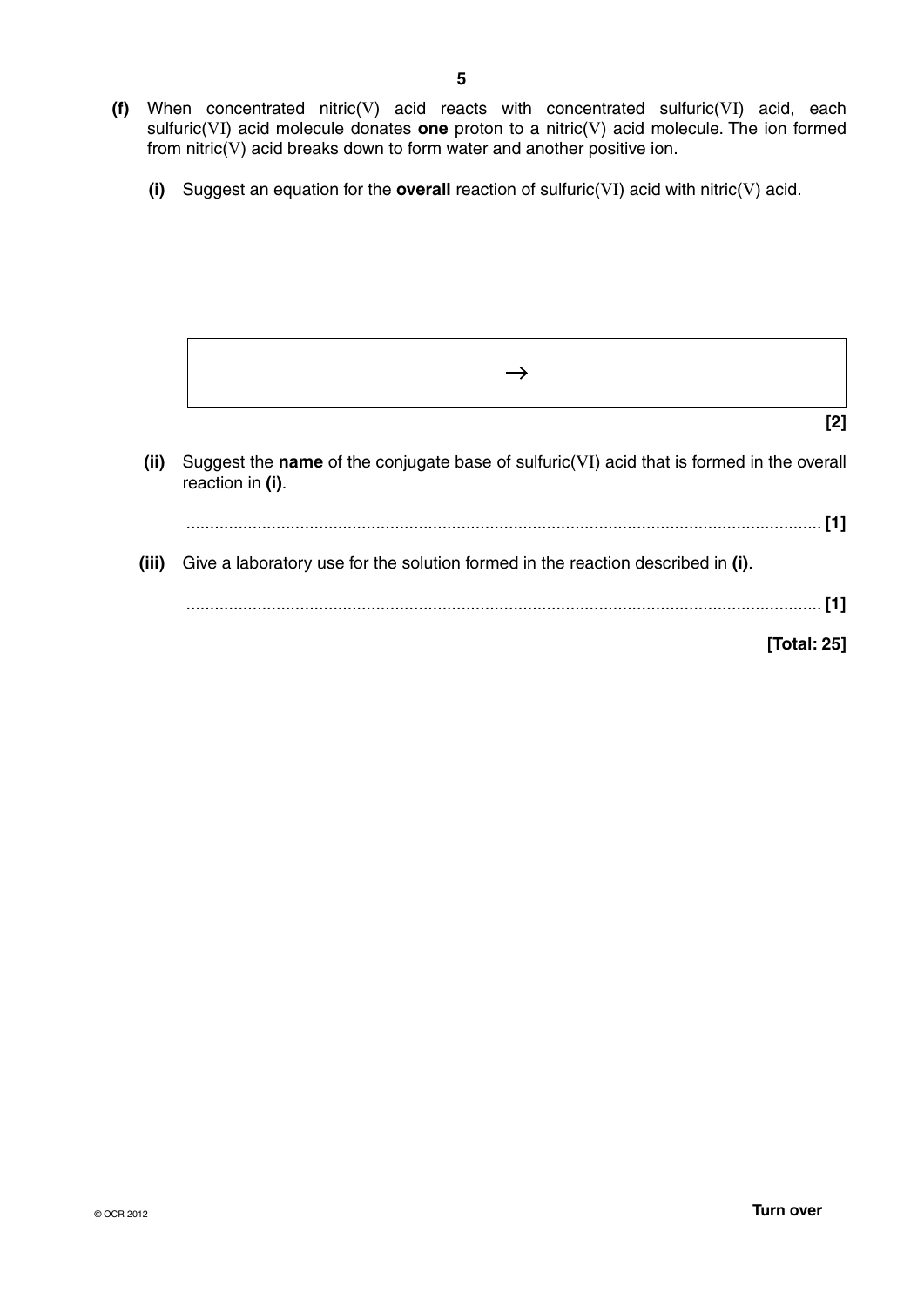**(f)** When concentrated nitric(V) acid reacts with concentrated sulfuric(VI) acid, each sulfuric(VI) acid molecule donates **one** proton to a nitric(V) acid molecule. The ion formed from nitric(V) acid breaks down to form water and another positive ion.

**(i)** Suggest an equation for the **overall** reaction of sulfuric(VI) acid with nitric(V) acid.

| $\rightarrow$ |
|---|

**[2]**

**(ii)** Suggest the **name** of the conjugate base of sulfuric(VI) acid that is formed in the overall reaction in **(i)**.

...................................................................................................................................... **[1]**

**(iii)** Give a laboratory use for the solution formed in the reaction described in **(i)**.

...................................................................................................................................... **[1]**

**[Total: 25]**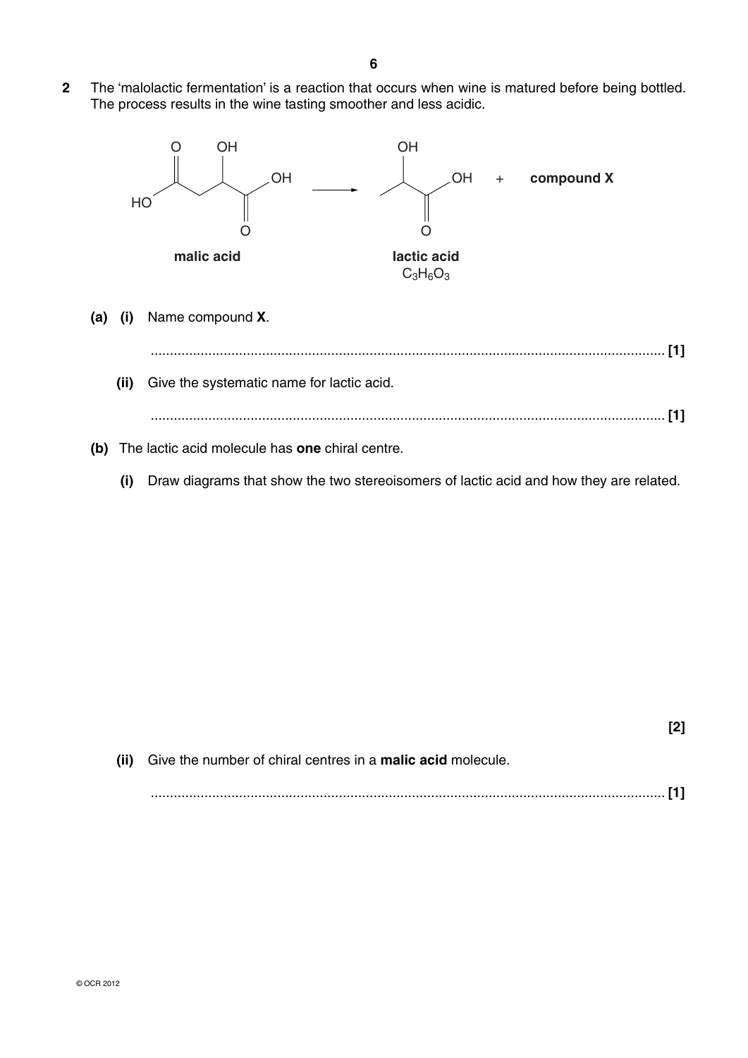**2** The 'malolactic fermentation' is a reaction that occurs when wine is matured before being bottled. The process results in the wine tasting smoother and less acidic.

malic acid → lactic acid + **compound X**

**malic acid**

**lactic acid**
$C_3H_6O_3$

**(a) (i)** Name compound **X**.

...................................................................................................................................... **[1]**

**(ii)** Give the systematic name for lactic acid.

...................................................................................................................................... **[1]**

**(b)** The lactic acid molecule has **one** chiral centre.

**(i)** Draw diagrams that show the two stereoisomers of lactic acid and how they are related.

**[2]**

**(ii)** Give the number of chiral centres in a **malic acid** molecule.

...................................................................................................................................... **[1]**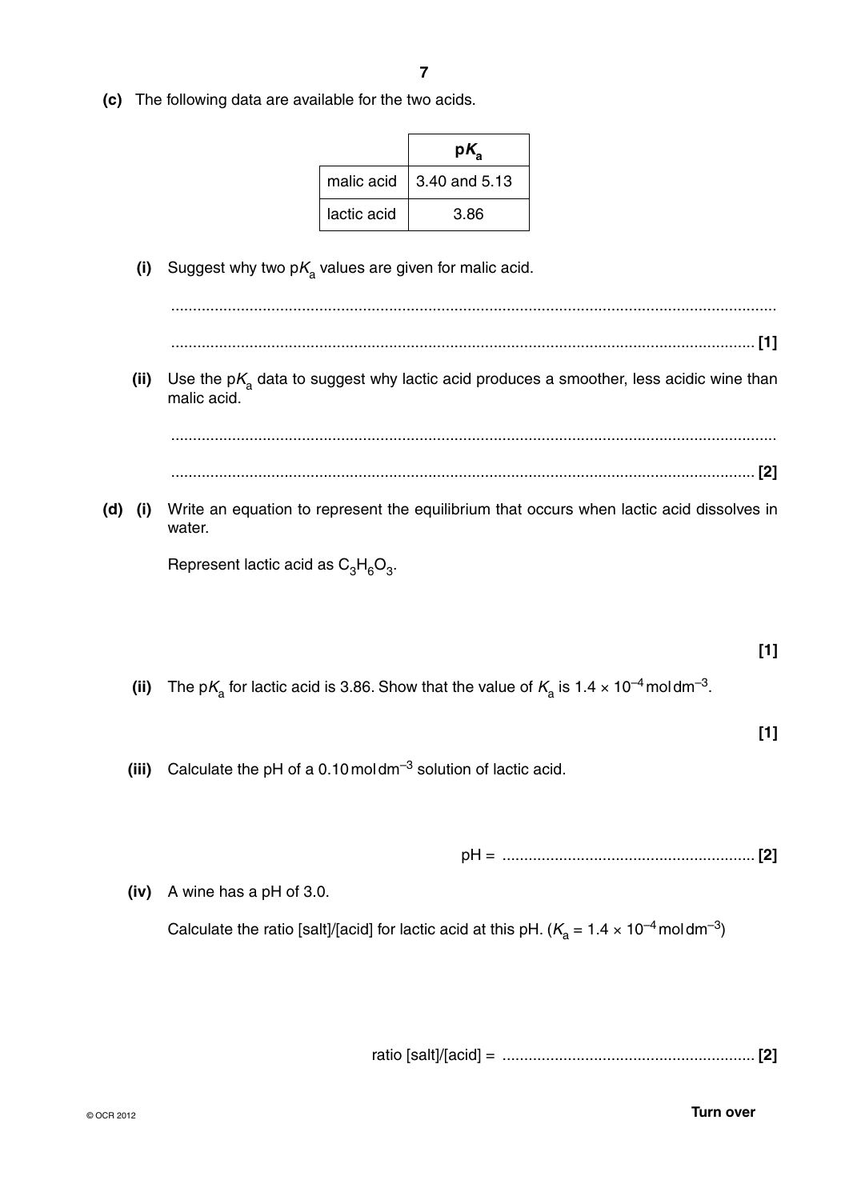**(c)** The following data are available for the two acids.

| | p$K_a$ |
|---|---|
| malic acid | 3.40 and 5.13 |
| lactic acid | 3.86 |

**(i)** Suggest why two p$K_a$ values are given for malic acid.

.......................................................................................................................................

....................................................................................................................................... **[1]**

**(ii)** Use the p$K_a$ data to suggest why lactic acid produces a smoother, less acidic wine than malic acid.

.......................................................................................................................................

....................................................................................................................................... **[2]**

**(d) (i)** Write an equation to represent the equilibrium that occurs when lactic acid dissolves in water.

Represent lactic acid as $C_3H_6O_3$.

**[1]**

**(ii)** The p$K_a$ for lactic acid is 3.86. Show that the value of $K_a$ is $1.4 \times 10^{-4}$ mol dm$^{-3}$.

**[1]**

**(iii)** Calculate the pH of a 0.10 mol dm$^{-3}$ solution of lactic acid.

pH = .......................................................... **[2]**

**(iv)** A wine has a pH of 3.0.

Calculate the ratio [salt]/[acid] for lactic acid at this pH. ($K_a = 1.4 \times 10^{-4}$ mol dm$^{-3}$)

ratio [salt]/[acid] = .......................................................... **[2]**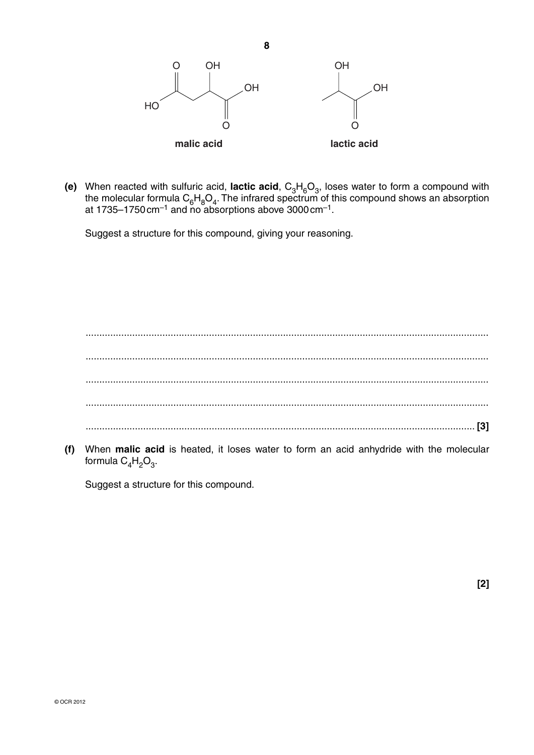malic acid

lactic acid

**(e)** When reacted with sulfuric acid, **lactic acid**, $C_3H_6O_3$, loses water to form a compound with the molecular formula $C_6H_8O_4$. The infrared spectrum of this compound shows an absorption at 1735–1750 $cm^{-1}$ and no absorptions above 3000 $cm^{-1}$.

Suggest a structure for this compound, giving your reasoning.

.................................................................................................................................................

.................................................................................................................................................

.................................................................................................................................................

.................................................................................................................................................

............................................................................................................................................. [3]

**(f)** When **malic acid** is heated, it loses water to form an acid anhydride with the molecular formula $C_4H_2O_3$.

Suggest a structure for this compound.

[2]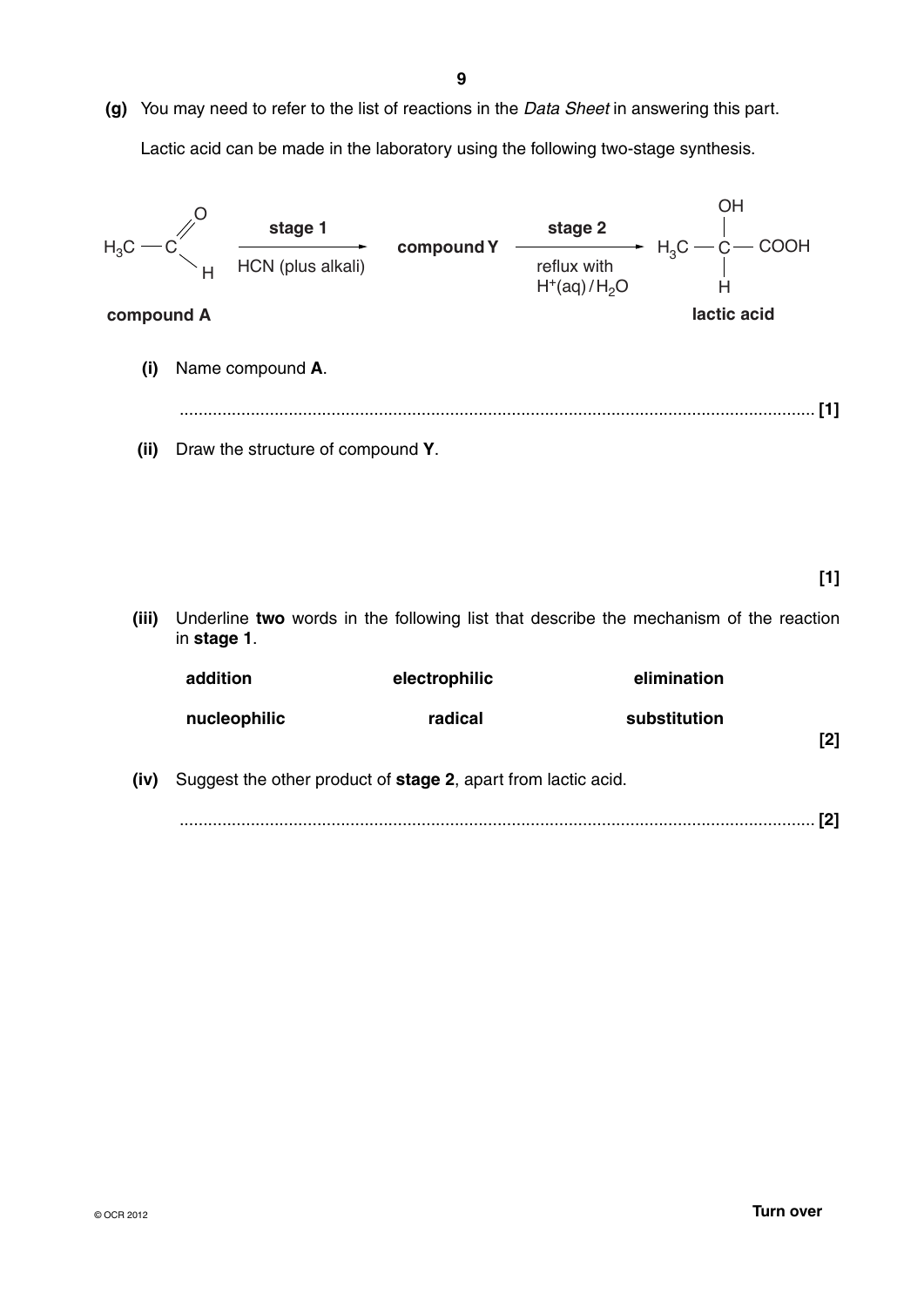**(g)** You may need to refer to the list of reactions in the *Data Sheet* in answering this part.

Lactic acid can be made in the laboratory using the following two-stage synthesis.

$$\underset{\textbf{compound A}}{H_3C-C(=O)H} \xrightarrow[\text{HCN (plus alkali)}]{\textbf{stage 1}} \textbf{compound Y} \xrightarrow[\text{reflux with } H^+(aq)/H_2O]{\textbf{stage 2}} \underset{\textbf{lactic acid}}{H_3C-CH(OH)-COOH}$$

**(i)** Name compound **A**.

.................................................................................................................................... **[1]**

**(ii)** Draw the structure of compound **Y**.

**[1]**

**(iii)** Underline **two** words in the following list that describe the mechanism of the reaction in **stage 1**.

| | | |
|---|---|---|
| **addition** | **electrophilic** | **elimination** |
| **nucleophilic** | **radical** | **substitution** |

**[2]**

**(iv)** Suggest the other product of **stage 2**, apart from lactic acid.

.................................................................................................................................... **[2]**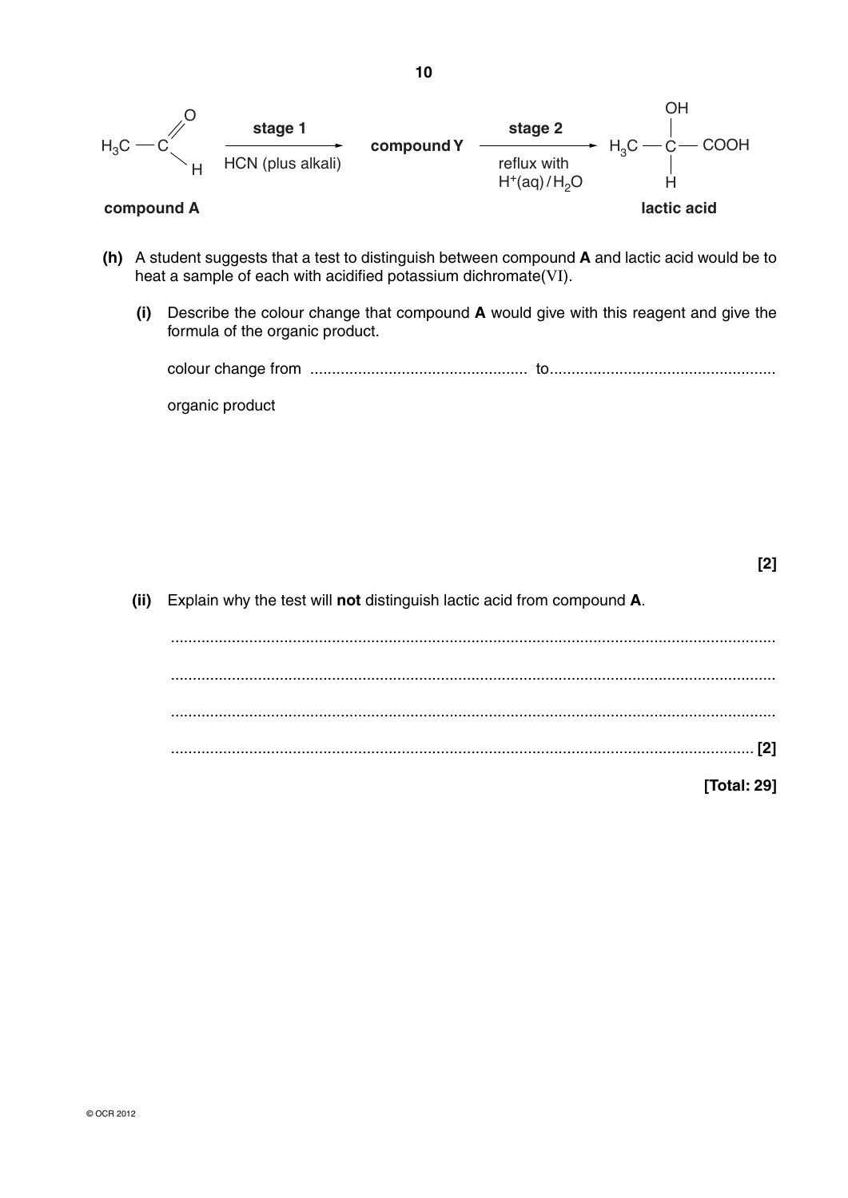$$H_3C-CHO \xrightarrow[\text{HCN (plus alkali)}]{\textbf{stage 1}} \textbf{compound Y} \xrightarrow[\text{reflux with } H^+(aq)/H_2O]{\textbf{stage 2}} H_3C-CH(OH)-COOH$$

**compound A** &nbsp;&nbsp;&nbsp;&nbsp;&nbsp;&nbsp;&nbsp;&nbsp;&nbsp;&nbsp;&nbsp;&nbsp;&nbsp;&nbsp;&nbsp;&nbsp;&nbsp;&nbsp;&nbsp;&nbsp;&nbsp;&nbsp;&nbsp;&nbsp;&nbsp;&nbsp;&nbsp;&nbsp;&nbsp;&nbsp;&nbsp;&nbsp;&nbsp;&nbsp;&nbsp;&nbsp;&nbsp;&nbsp;&nbsp;&nbsp; **lactic acid**

**(h)** A student suggests that a test to distinguish between compound **A** and lactic acid would be to heat a sample of each with acidified potassium dichromate(VI).

**(i)** Describe the colour change that compound **A** would give with this reagent and give the formula of the organic product.

colour change from .................................................. to....................................................

organic product

**[2]**

**(ii)** Explain why the test will **not** distinguish lactic acid from compound **A**.

..........................................................................................................................................

..........................................................................................................................................

..........................................................................................................................................

..................................................................................................................................... **[2]**

**[Total: 29]**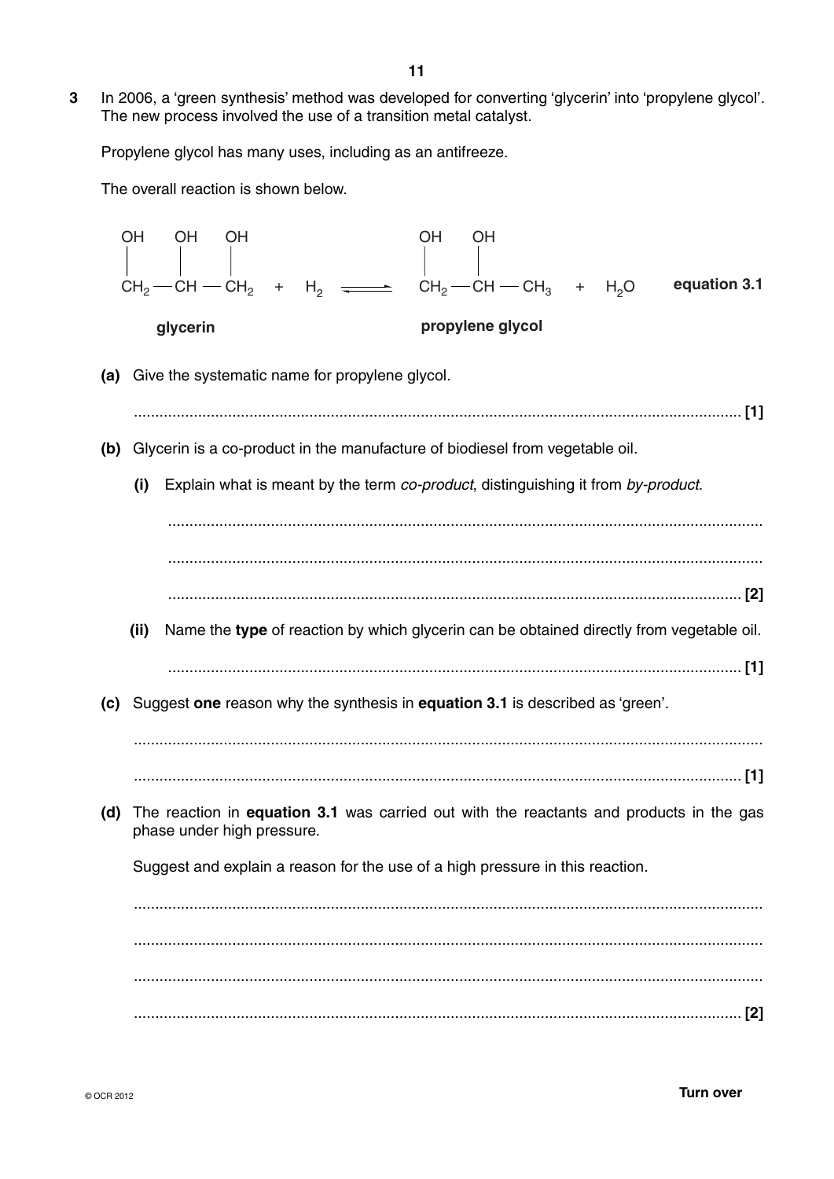**3** In 2006, a 'green synthesis' method was developed for converting 'glycerin' into 'propylene glycol'. The new process involved the use of a transition metal catalyst.

Propylene glycol has many uses, including as an antifreeze.

The overall reaction is shown below.

$$\underset{\textbf{glycerin}}{\overset{\text{OH}\quad\;\text{OH}\quad\;\text{OH}}{CH_2-CH-CH_2}} + H_2 \rightleftharpoons \underset{\textbf{propylene glycol}}{\overset{\text{OH}\quad\;\text{OH}\qquad\;\;}{CH_2-CH-CH_3}} + H_2O \qquad \textbf{equation 3.1}$$

**(a)** Give the systematic name for propylene glycol.

............................................................................................................................................ **[1]**

**(b)** Glycerin is a co-product in the manufacture of biodiesel from vegetable oil.

**(i)** Explain what is meant by the term *co-product*, distinguishing it from *by-product*.

..............................................................................................................................................

..............................................................................................................................................

.............................................................................................................................................. **[2]**

**(ii)** Name the **type** of reaction by which glycerin can be obtained directly from vegetable oil.

.............................................................................................................................................. **[1]**

**(c)** Suggest **one** reason why the synthesis in **equation 3.1** is described as 'green'.

..............................................................................................................................................

.............................................................................................................................................. **[1]**

**(d)** The reaction in **equation 3.1** was carried out with the reactants and products in the gas phase under high pressure.

Suggest and explain a reason for the use of a high pressure in this reaction.

..............................................................................................................................................

..............................................................................................................................................

..............................................................................................................................................

.............................................................................................................................................. **[2]**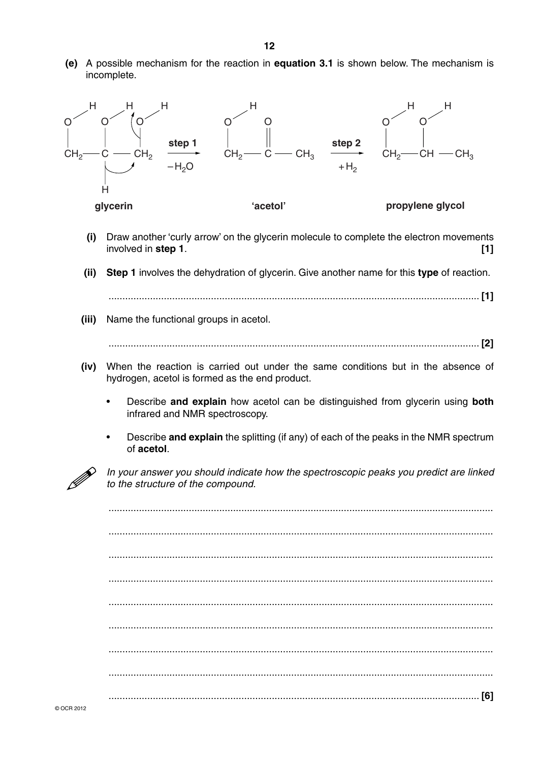**(e)** A possible mechanism for the reaction in **equation 3.1** is shown below. The mechanism is incomplete.

$$\underset{\textbf{glycerin}}{HO{-}CH_2{-}CH(OH){-}CH_2{-}OH} \xrightarrow[-H_2O]{\textbf{step 1}} \underset{\textbf{'acetol'}}{HO{-}CH_2{-}C(=O){-}CH_3} \xrightarrow[+H_2]{\textbf{step 2}} \underset{\textbf{propylene glycol}}{HO{-}CH_2{-}CH(OH){-}CH_3}$$

**(i)** Draw another 'curly arrow' on the glycerin molecule to complete the electron movements involved in **step 1**. **[1]**

**(ii)** **Step 1** involves the dehydration of glycerin. Give another name for this **type** of reaction.

...................................................................................................................................... **[1]**

**(iii)** Name the functional groups in acetol.

...................................................................................................................................... **[2]**

**(iv)** When the reaction is carried out under the same conditions but in the absence of hydrogen, acetol is formed as the end product.

- Describe **and explain** how acetol can be distinguished from glycerin using **both** infrared and NMR spectroscopy.
- Describe **and explain** the splitting (if any) of each of the peaks in the NMR spectrum of **acetol**.

*In your answer you should indicate how the spectroscopic peaks you predict are linked to the structure of the compound.*

..........................................................................................................................................

..........................................................................................................................................

..........................................................................................................................................

..........................................................................................................................................

..........................................................................................................................................

..........................................................................................................................................

..........................................................................................................................................

..........................................................................................................................................

...................................................................................................................................... **[6]**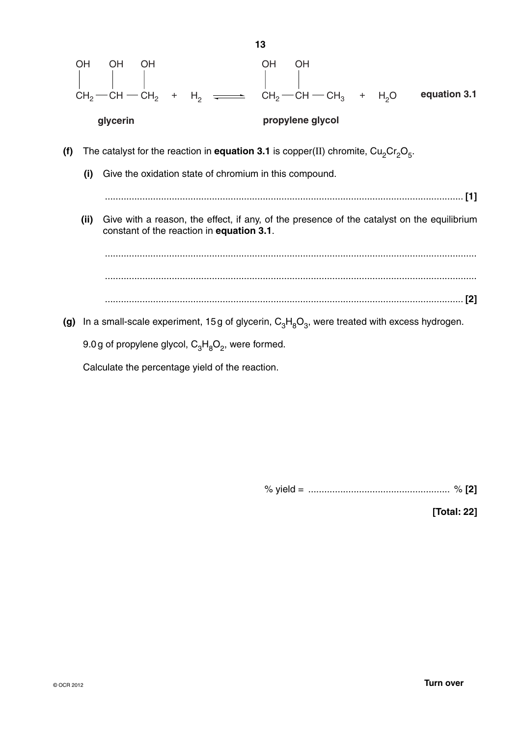$$\underset{\textbf{glycerin}}{\underset{|}{\overset{}{\text{OH}}}\!\!\!\!\!\text{}\;\; CH_2(OH)-CH(OH)-CH_2(OH)} + H_2 \rightleftharpoons \underset{\textbf{propylene glycol}}{CH_2(OH)-CH(OH)-CH_3} + H_2O \qquad \textbf{equation 3.1}$$

**(f)** The catalyst for the reaction in **equation 3.1** is copper(II) chromite, $Cu_2Cr_2O_5$.

**(i)** Give the oxidation state of chromium in this compound.

........................................................................................................................... **[1]**

**(ii)** Give with a reason, the effect, if any, of the presence of the catalyst on the equilibrium constant of the reaction in **equation 3.1**.

...........................................................................................................................

...........................................................................................................................

........................................................................................................................... **[2]**

**(g)** In a small-scale experiment, 15 g of glycerin, $C_3H_8O_3$, were treated with excess hydrogen.

9.0 g of propylene glycol, $C_3H_8O_2$, were formed.

Calculate the percentage yield of the reaction.

% yield = ..................................................... % **[2]**

**[Total: 22]**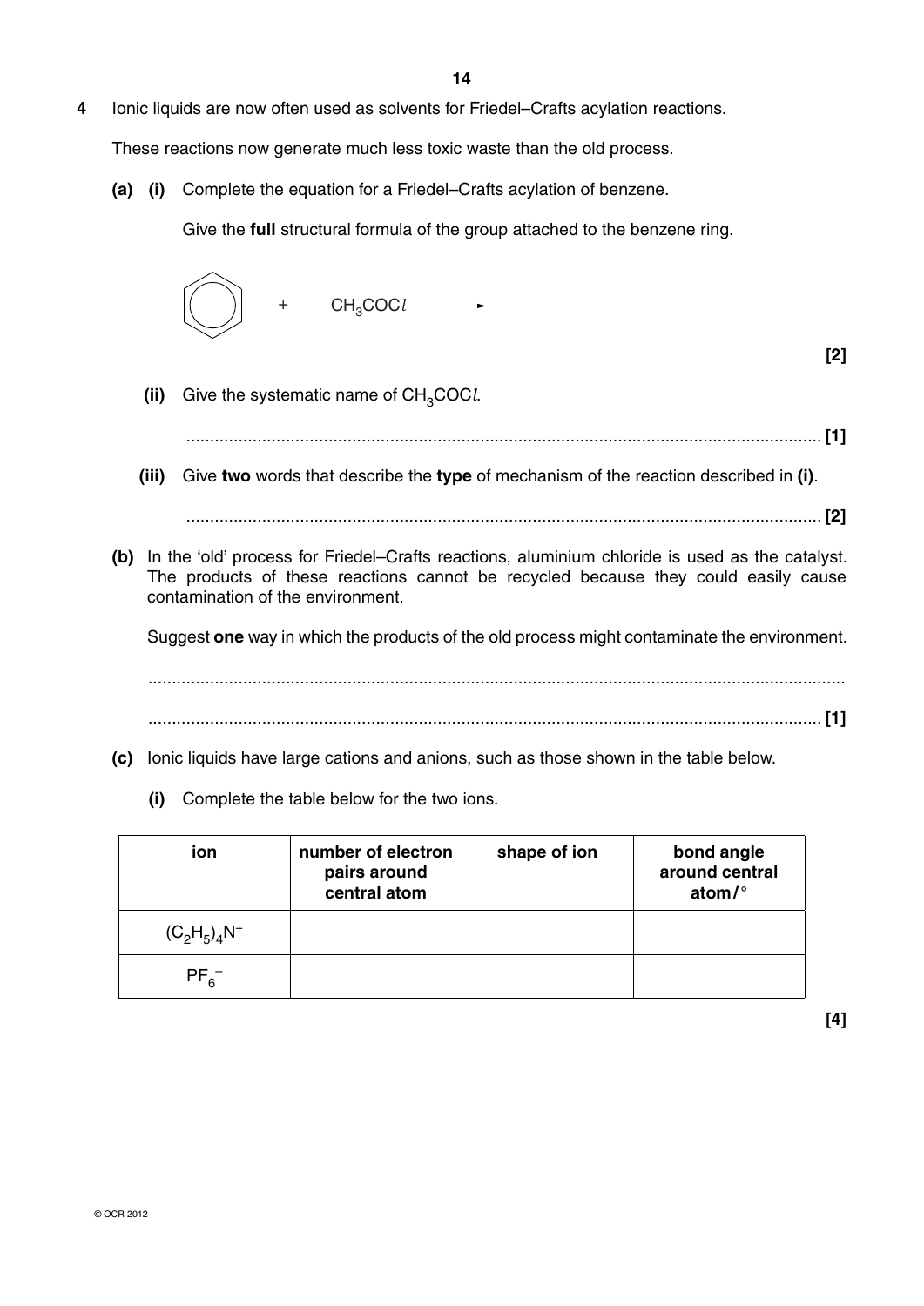**4** Ionic liquids are now often used as solvents for Friedel–Crafts acylation reactions.

These reactions now generate much less toxic waste than the old process.

**(a) (i)** Complete the equation for a Friedel–Crafts acylation of benzene.

Give the **full** structural formula of the group attached to the benzene ring.

$$\text{(benzene)} \quad + \quad CH_3COCl \longrightarrow$$

**[2]**

**(ii)** Give the systematic name of $CH_3COCl$.

.................................................................................................................................... **[1]**

**(iii)** Give **two** words that describe the **type** of mechanism of the reaction described in **(i)**.

.................................................................................................................................... **[2]**

**(b)** In the 'old' process for Friedel–Crafts reactions, aluminium chloride is used as the catalyst. The products of these reactions cannot be recycled because they could easily cause contamination of the environment.

Suggest **one** way in which the products of the old process might contaminate the environment.

....................................................................................................................................

.................................................................................................................................... **[1]**

**(c)** Ionic liquids have large cations and anions, such as those shown in the table below.

**(i)** Complete the table below for the two ions.

| ion | number of electron pairs around central atom | shape of ion | bond angle around central atom/° |
|---|---|---|---|
| $(C_2H_5)_4N^+$ | | | |
| $PF_6^-$ | | | |

**[4]**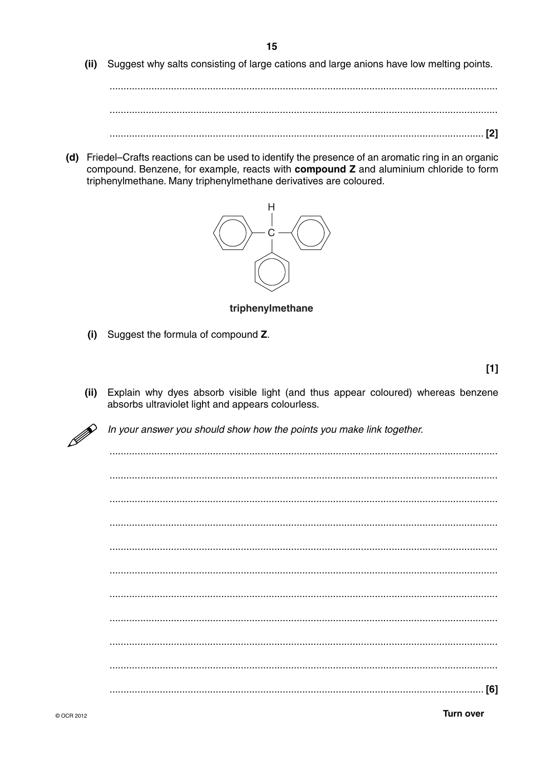(ii) Suggest why salts consisting of large cations and large anions have low melting points.

..........................................................................................................................................

..........................................................................................................................................

.................................................................................................................................... [2]

**(d)** Friedel–Crafts reactions can be used to identify the presence of an aromatic ring in an organic compound. Benzene, for example, reacts with **compound Z** and aluminium chloride to form triphenylmethane. Many triphenylmethane derivatives are coloured.

**triphenylmethane**

(i) Suggest the formula of compound **Z**.

[1]

(ii) Explain why dyes absorb visible light (and thus appear coloured) whereas benzene absorbs ultraviolet light and appears colourless.

*In your answer you should show how the points you make link together.*

..........................................................................................................................................

..........................................................................................................................................

..........................................................................................................................................

..........................................................................................................................................

..........................................................................................................................................

..........................................................................................................................................

..........................................................................................................................................

..........................................................................................................................................

..........................................................................................................................................

..........................................................................................................................................

.................................................................................................................................... [6]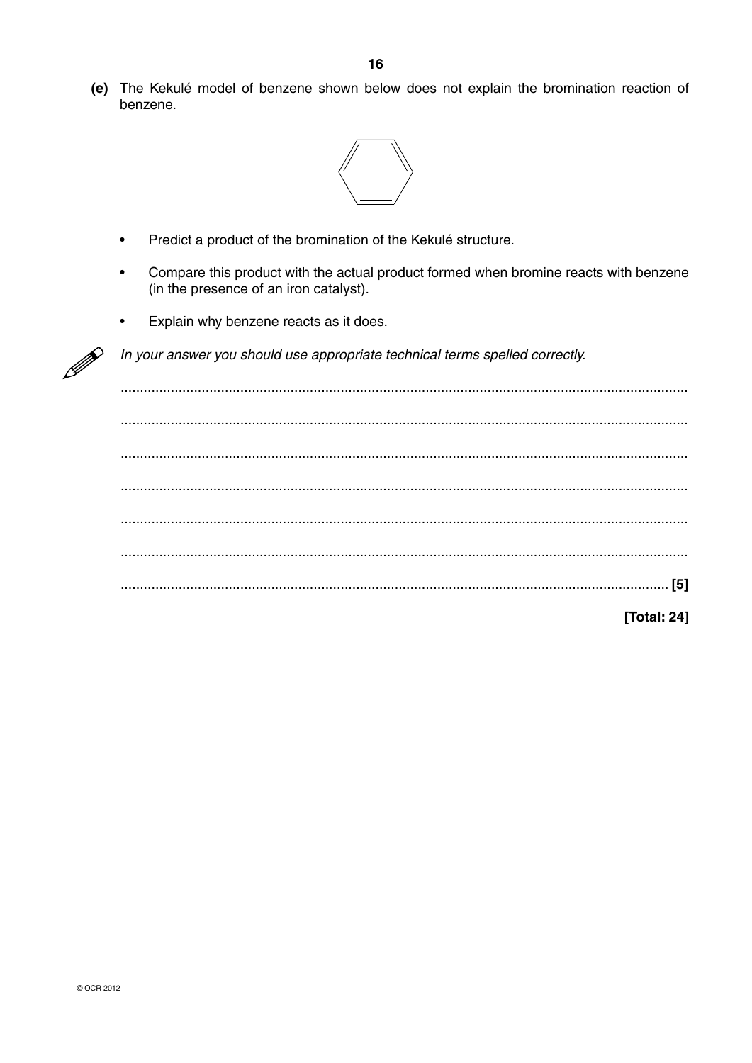**(e)** The Kekulé model of benzene shown below does not explain the bromination reaction of benzene.

- Predict a product of the bromination of the Kekulé structure.
- Compare this product with the actual product formed when bromine reacts with benzene (in the presence of an iron catalyst).
- Explain why benzene reacts as it does.

*In your answer you should use appropriate technical terms spelled correctly.*

........................................................................................................................................

........................................................................................................................................

........................................................................................................................................

........................................................................................................................................

........................................................................................................................................

........................................................................................................................................

.................................................................................................................................. [5]

**[Total: 24]**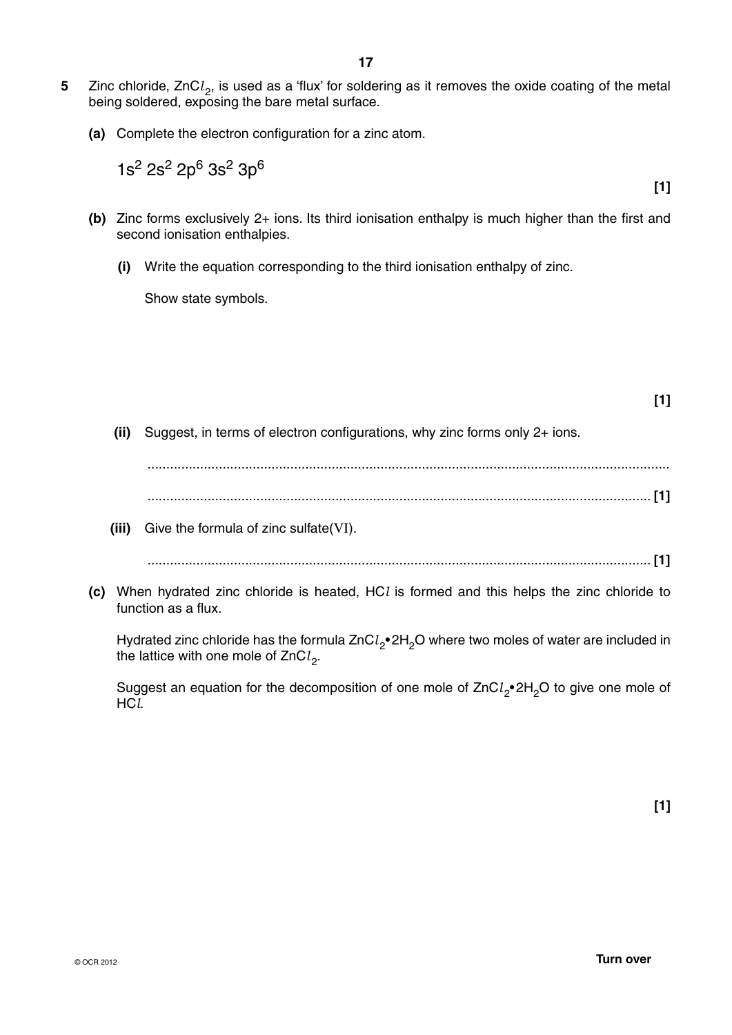**5** Zinc chloride, $ZnCl_2$, is used as a 'flux' for soldering as it removes the oxide coating of the metal being soldered, exposing the bare metal surface.

**(a)** Complete the electron configuration for a zinc atom.

$1s^2\ 2s^2\ 2p^6\ 3s^2\ 3p^6$

**[1]**

**(b)** Zinc forms exclusively 2+ ions. Its third ionisation enthalpy is much higher than the first and second ionisation enthalpies.

**(i)** Write the equation corresponding to the third ionisation enthalpy of zinc.

Show state symbols.

**[1]**

**(ii)** Suggest, in terms of electron configurations, why zinc forms only 2+ ions.

..........................................................................................................................................

.................................................................................................................................... **[1]**

**(iii)** Give the formula of zinc sulfate(VI).

.................................................................................................................................... **[1]**

**(c)** When hydrated zinc chloride is heated, $HCl$ is formed and this helps the zinc chloride to function as a flux.

Hydrated zinc chloride has the formula $ZnCl_2 \bullet 2H_2O$ where two moles of water are included in the lattice with one mole of $ZnCl_2$.

Suggest an equation for the decomposition of one mole of $ZnCl_2 \bullet 2H_2O$ to give one mole of $HCl$.

**[1]**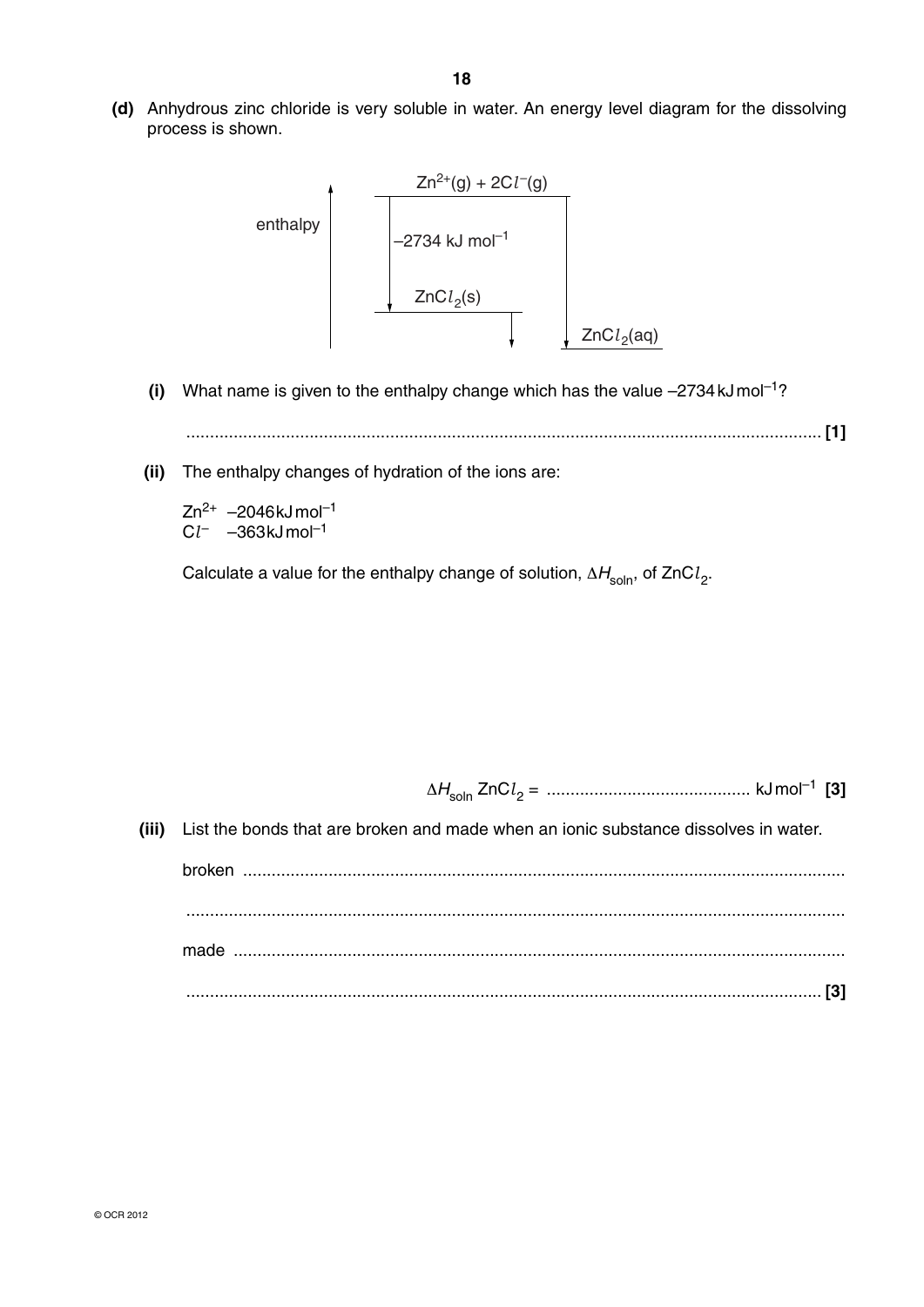**(d)** Anhydrous zinc chloride is very soluble in water. An energy level diagram for the dissolving process is shown.

enthalpy

$Zn^{2+}(g) + 2Cl^-(g)$

$-2734\ kJ\ mol^{-1}$

$ZnCl_2(s)$

$ZnCl_2(aq)$

**(i)** What name is given to the enthalpy change which has the value $-2734\ kJ\ mol^{-1}$?

........................................................................................................................................ **[1]**

**(ii)** The enthalpy changes of hydration of the ions are:

$Zn^{2+}$ $-2046\ kJ\ mol^{-1}$
$Cl^-$ $-363\ kJ\ mol^{-1}$

Calculate a value for the enthalpy change of solution, $\Delta H_{soln}$, of $ZnCl_2$.

$\Delta H_{soln}$ $ZnCl_2$ = ........................................... $kJ\ mol^{-1}$ **[3]**

**(iii)** List the bonds that are broken and made when an ionic substance dissolves in water.

broken ........................................................................................................................................

........................................................................................................................................

made ........................................................................................................................................

........................................................................................................................................ **[3]**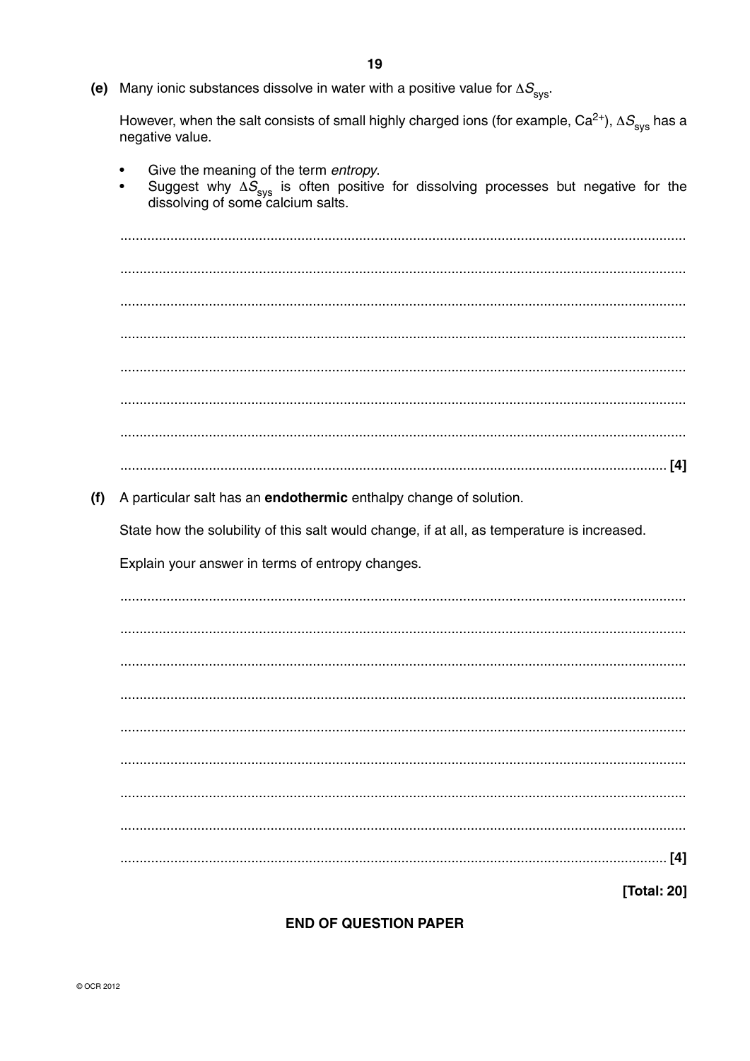(e) Many ionic substances dissolve in water with a positive value for $\Delta S_{sys}$.

However, when the salt consists of small highly charged ions (for example, $Ca^{2+}$), $\Delta S_{sys}$ has a negative value.

- Give the meaning of the term *entropy*.
- Suggest why $\Delta S_{sys}$ is often positive for dissolving processes but negative for the dissolving of some calcium salts.

..........................................................................................................................................

..........................................................................................................................................

..........................................................................................................................................

..........................................................................................................................................

..........................................................................................................................................

..........................................................................................................................................

..........................................................................................................................................

.................................................................................................................................. [4]

(f) A particular salt has an **endothermic** enthalpy change of solution.

State how the solubility of this salt would change, if at all, as temperature is increased.

Explain your answer in terms of entropy changes.

..........................................................................................................................................

..........................................................................................................................................

..........................................................................................................................................

..........................................................................................................................................

..........................................................................................................................................

..........................................................................................................................................

..........................................................................................................................................

..........................................................................................................................................

.................................................................................................................................. [4]

**[Total: 20]**

**END OF QUESTION PAPER**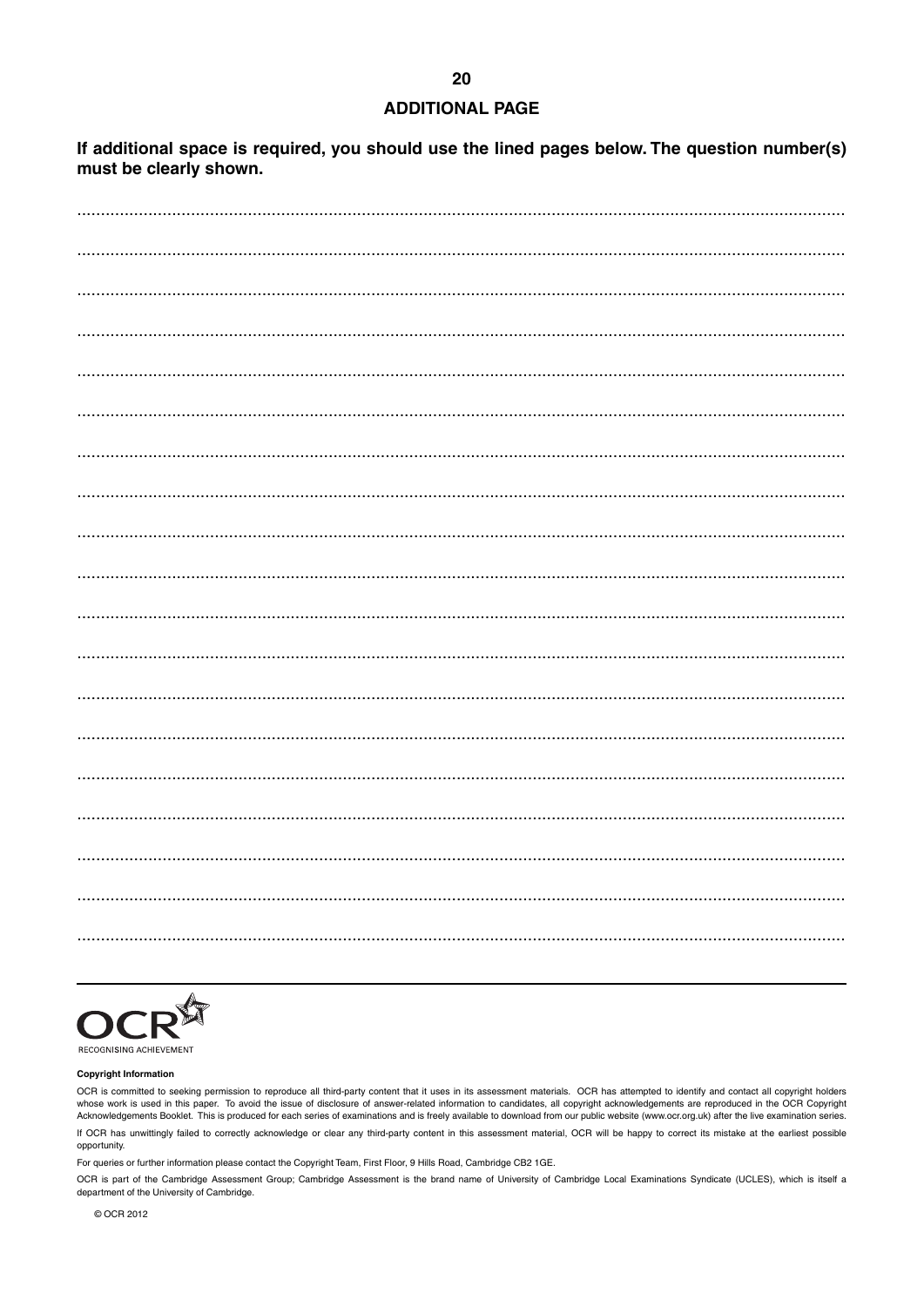## ADDITIONAL PAGE

**If additional space is required, you should use the lined pages below. The question number(s) must be clearly shown.**

OCR RECOGNISING ACHIEVEMENT

**Copyright Information**

OCR is committed to seeking permission to reproduce all third-party content that it uses in its assessment materials. OCR has attempted to identify and contact all copyright holders whose work is used in this paper. To avoid the issue of disclosure of answer-related information to candidates, all copyright acknowledgements are reproduced in the OCR Copyright Acknowledgements Booklet. This is produced for each series of examinations and is freely available to download from our public website (www.ocr.org.uk) after the live examination series.

If OCR has unwittingly failed to correctly acknowledge or clear any third-party content in this assessment material, OCR will be happy to correct its mistake at the earliest possible opportunity.

For queries or further information please contact the Copyright Team, First Floor, 9 Hills Road, Cambridge CB2 1GE.

OCR is part of the Cambridge Assessment Group; Cambridge Assessment is the brand name of University of Cambridge Local Examinations Syndicate (UCLES), which is itself a department of the University of Cambridge.

© OCR 2012